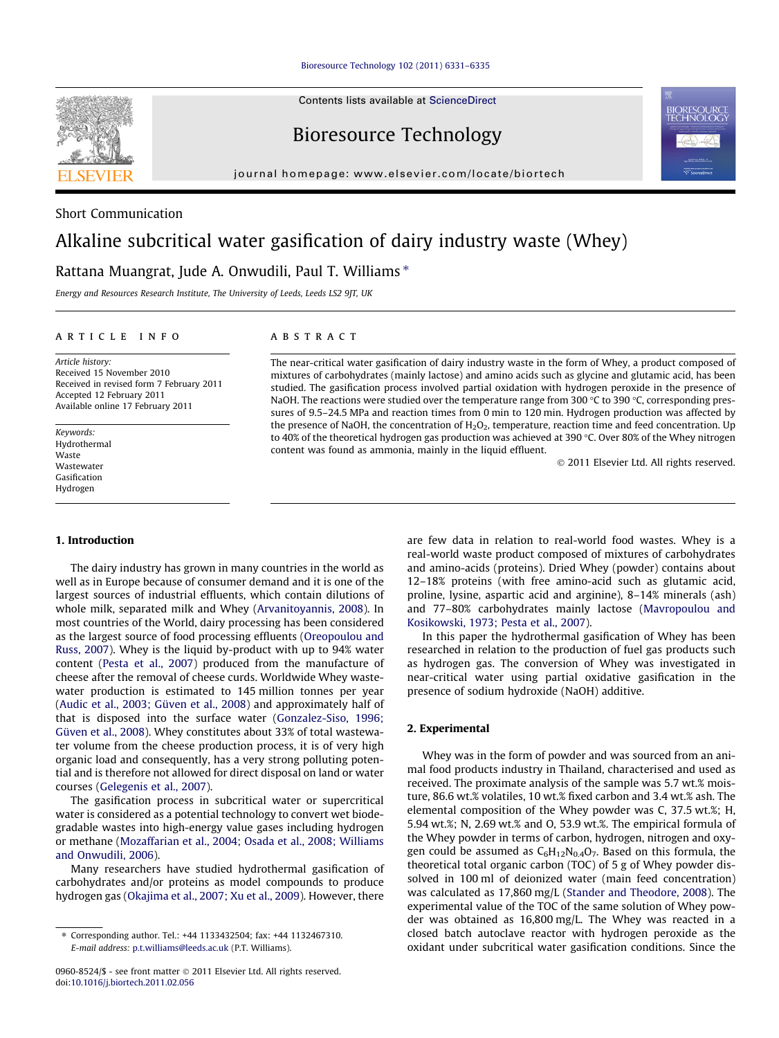Short Communication

# Alkaline subcritical water gasification of dairy industry waste (Whey)

Rattana Muangrat, Jude A. Onwudili, Paul T. Williams *

*Energy and Resources Research Institute, The University of Leeds, Leeds LS2 9JT, UK*

**ARTICLE INFO**

*Article history:*
Received 15 November 2010
Received in revised form 7 February 2011
Accepted 12 February 2011
Available online 17 February 2011

*Keywords:*
Hydrothermal
Waste
Wastewater
Gasification
Hydrogen

**ABSTRACT**

The near-critical water gasification of dairy industry waste in the form of Whey, a product composed of mixtures of carbohydrates (mainly lactose) and amino acids such as glycine and glutamic acid, has been studied. The gasification process involved partial oxidation with hydrogen peroxide in the presence of NaOH. The reactions were studied over the temperature range from 300 °C to 390 °C, corresponding pressures of 9.5–24.5 MPa and reaction times from 0 min to 120 min. Hydrogen production was affected by the presence of NaOH, the concentration of $H_2O_2$, temperature, reaction time and feed concentration. Up to 40% of the theoretical hydrogen gas production was achieved at 390 °C. Over 80% of the Whey nitrogen content was found as ammonia, mainly in the liquid effluent.

© 2011 Elsevier Ltd. All rights reserved.

## 1. Introduction

The dairy industry has grown in many countries in the world as well as in Europe because of consumer demand and it is one of the largest sources of industrial effluents, which contain dilutions of whole milk, separated milk and Whey (Arvanitoyannis, 2008). In most countries of the World, dairy processing has been considered as the largest source of food processing effluents (Oreopoulou and Russ, 2007). Whey is the liquid by-product with up to 94% water content (Pesta et al., 2007) produced from the manufacture of cheese after the removal of cheese curds. Worldwide Whey wastewater production is estimated to 145 million tonnes per year (Audic et al., 2003; Güven et al., 2008) and approximately half of that is disposed into the surface water (Gonzalez-Siso, 1996; Güven et al., 2008). Whey constitutes about 33% of total wastewater volume from the cheese production process, it is of very high organic load and consequently, has a very strong polluting potential and is therefore not allowed for direct disposal on land or water courses (Gelegenis et al., 2007).

The gasification process in subcritical water or supercritical water is considered as a potential technology to convert wet biodegradable wastes into high-energy value gases including hydrogen or methane (Mozaffarian et al., 2004; Osada et al., 2008; Williams and Onwudili, 2006).

Many researchers have studied hydrothermal gasification of carbohydrates and/or proteins as model compounds to produce hydrogen gas (Okajima et al., 2007; Xu et al., 2009). However, there are few data in relation to real-world food wastes. Whey is a real-world waste product composed of mixtures of carbohydrates and amino-acids (proteins). Dried Whey (powder) contains about 12–18% proteins (with free amino-acid such as glutamic acid, proline, lysine, aspartic acid and arginine), 8–14% minerals (ash) and 77–80% carbohydrates mainly lactose (Mavropoulou and Kosikowski, 1973; Pesta et al., 2007).

In this paper the hydrothermal gasification of Whey has been researched in relation to the production of fuel gas products such as hydrogen gas. The conversion of Whey was investigated in near-critical water using partial oxidative gasification in the presence of sodium hydroxide (NaOH) additive.

## 2. Experimental

Whey was in the form of powder and was sourced from an animal food products industry in Thailand, characterised and used as received. The proximate analysis of the sample was 5.7 wt.% moisture, 86.6 wt.% volatiles, 10 wt.% fixed carbon and 3.4 wt.% ash. The elemental composition of the Whey powder was C, 37.5 wt.%; H, 5.94 wt.%; N, 2.69 wt.% and O, 53.9 wt.%. The empirical formula of the Whey powder in terms of carbon, hydrogen, nitrogen and oxygen could be assumed as $C_6H_{12}N_{0.4}O_7$. Based on this formula, the theoretical total organic carbon (TOC) of 5 g of Whey powder dissolved in 100 ml of deionized water (main feed concentration) was calculated as 17,860 mg/L (Stander and Theodore, 2008). The experimental value of the TOC of the same solution of Whey powder was obtained as 16,800 mg/L. The Whey was reacted in a closed batch autoclave reactor with hydrogen peroxide as the oxidant under subcritical water gasification conditions. Since the

* Corresponding author. Tel.: +44 1133432504; fax: +44 1132467310. E-mail address: p.t.williams@leeds.ac.uk (P.T. Williams).

0960-8524/$ - see front matter © 2011 Elsevier Ltd. All rights reserved.
doi:10.1016/j.biortech.2011.02.056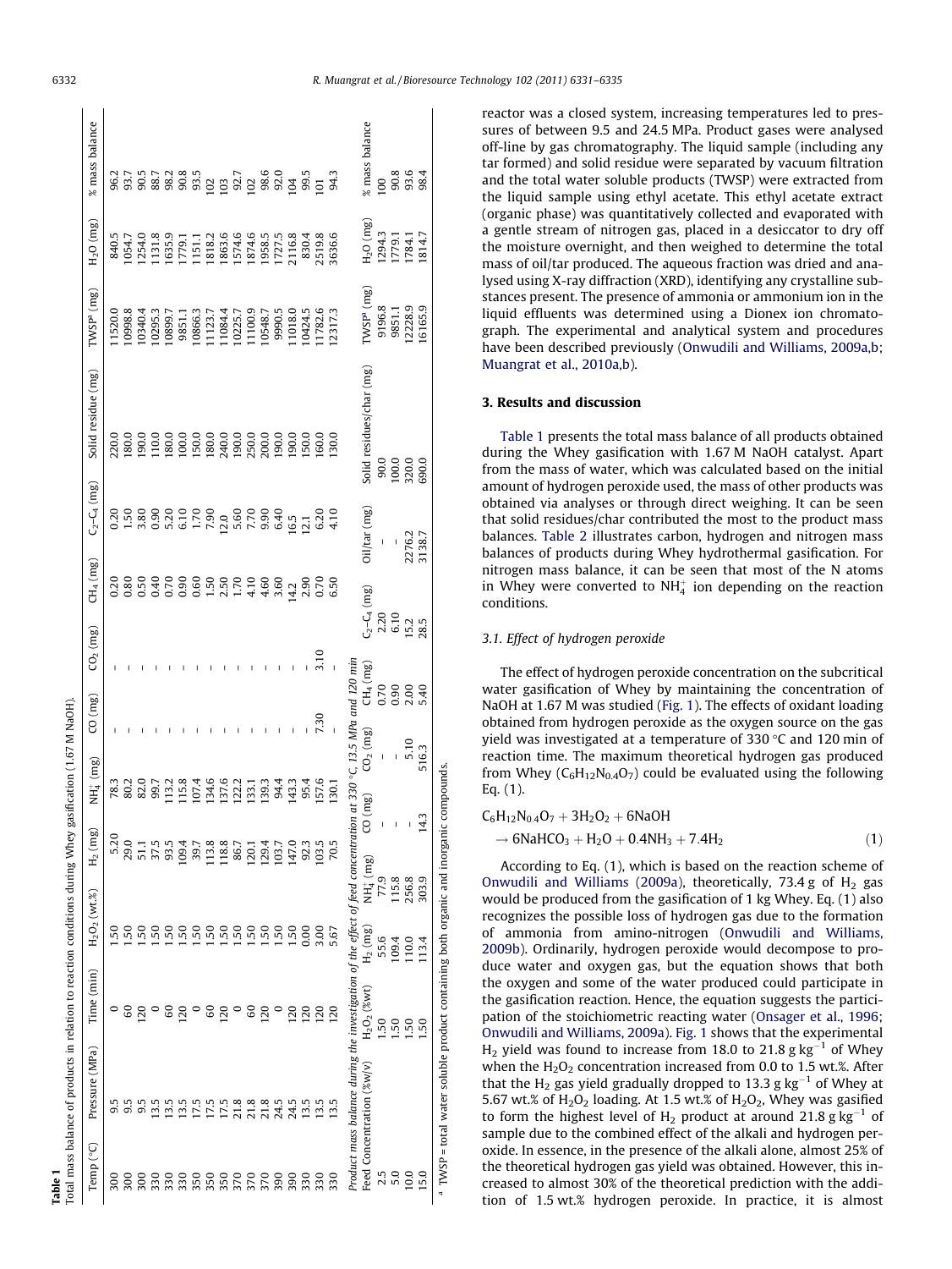**Table 1**
Total mass balance of products in relation to reaction conditions during Whey gasification (1.67 M NaOH).

| Temp (°C) | Pressure (MPa) | Time (min) | $H_2O_2$ (wt.%) | $H_2$ (mg) | $NH_4^+$ (mg) | CO (mg) | $CO_2$ (mg) | $CH_4$ (mg) | $C_2$–$C_4$ (mg) | Solid residue (mg) | TWSP[a] (mg) | $H_2O$ (mg) | % mass balance |
|---|---|---|---|---|---|---|---|---|---|---|---|---|---|
| 300 | 9.5 | 0 | 1.50 | 5.20 | 78.3 | – | – | 0.20 | 0.20 | 220.0 | 11520.0 | 840.5 | 96.2 |
| 300 | 9.5 | 60 | 1.50 | 29.0 | 80.2 | – | – | 0.80 | 1.50 | 180.0 | 10998.8 | 1054.7 | 93.7 |
| 300 | 9.5 | 120 | 1.50 | 51.1 | 82.0 | – | – | 0.50 | 3.80 | 190.0 | 10340.4 | 1254.0 | 90.5 |
| 330 | 13.5 | 0 | 1.50 | 37.5 | 99.7 | – | – | 0.40 | 0.90 | 110.0 | 10295.3 | 1131.8 | 88.7 |
| 330 | 13.5 | 60 | 1.50 | 93.5 | 113.2 | – | – | 0.70 | 5.20 | 180.0 | 10899.7 | 1635.9 | 98.2 |
| 330 | 13.5 | 120 | 1.50 | 109.4 | 115.8 | – | – | 0.90 | 6.10 | 100.0 | 9851.1 | 1779.1 | 90.8 |
| 350 | 17.5 | 0 | 1.50 | 39.7 | 107.4 | – | – | 0.60 | 1.70 | 150.0 | 10866.3 | 1151.1 | 93.5 |
| 350 | 17.5 | 60 | 1.50 | 113.8 | 134.6 | – | – | 1.50 | 7.90 | 180.0 | 11123.7 | 1818.2 | 102 |
| 350 | 17.5 | 120 | 1.50 | 118.8 | 137.6 | – | – | 2.50 | 12.0 | 240.0 | 11084.4 | 1863.6 | 103 |
| 370 | 21.8 | 0 | 1.50 | 86.7 | 122.2 | – | – | 1.70 | 5.60 | 190.0 | 10225.7 | 1574.6 | 92.7 |
| 370 | 21.8 | 60 | 1.50 | 120.1 | 133.1 | – | – | 4.10 | 7.70 | 250.0 | 11100.9 | 1874.6 | 102 |
| 370 | 21.8 | 120 | 1.50 | 129.4 | 139.3 | – | – | 4.60 | 9.90 | 200.0 | 10548.7 | 1958.5 | 98.6 |
| 390 | 24.5 | 0 | 1.50 | 103.7 | 94.4 | – | – | 3.60 | 6.40 | 190.0 | 9990.5 | 1727.5 | 92.0 |
| 390 | 24.5 | 120 | 1.50 | 147.0 | 143.3 | – | – | 14.2 | 16.5 | 190.0 | 11018.0 | 2116.8 | 104 |
| 330 | 13.5 | 120 | 0.00 | 92.3 | 95.4 | – | – | 2.90 | 12.1 | 150.0 | 10424.5 | 830.4 | 99.5 |
| 330 | 13.5 | 120 | 3.00 | 103.5 | 157.6 | 7.30 | 3.10 | 0.70 | 6.20 | 160.0 | 11782.6 | 2519.8 | 101 |
| 330 | 13.5 | 120 | 5.67 | 70.5 | 130.1 | – | – | 6.50 | 4.10 | 130.0 | 12317.3 | 3636.6 | 94.3 |
| *Product mass balance during the investigation of the effect of feed concentration at 330 °C, 13.5 MPa and 120 min* | | | | | | | | | | | | | |
| Feed Concentration (%w/v) | | $H_2O_2$ (%wt) | $H_2$ (mg) | $NH_4^+$ (mg) | CO (mg) | $CO_2$ (mg) | $CH_4$ (mg) | $C_2$–$C_4$ (mg) | Oil/tar (mg) | Solid residues/char (mg) | TWSP[a] (mg) | $H_2O$ (mg) | % mass balance |
| 2.5 | | 1.50 | 55.6 | 77.9 | – | – | 0.70 | 2.20 | – | 90.0 | 9196.8 | 1294.3 | 100 |
| 5.0 | | 1.50 | 109.4 | 115.8 | – | – | 0.90 | 6.10 | – | 100.0 | 9851.1 | 1779.1 | 90.8 |
| 10.0 | | 1.50 | 110.0 | 256.8 | – | 5.10 | 2.00 | 15.2 | 2276.2 | 320.0 | 12228.9 | 1784.1 | 93.6 |
| 15.0 | | 1.50 | 113.4 | 303.9 | 14.3 | 516.3 | 5.40 | 28.5 | 3138.7 | 690.0 | 16165.9 | 1814.7 | 98.4 |

[a] TWSP = total water soluble product containing both organic and inorganic compounds.

reactor was a closed system, increasing temperatures led to pressures of between 9.5 and 24.5 MPa. Product gases were analysed off-line by gas chromatography. The liquid sample (including any tar formed) and solid residue were separated by vacuum filtration and the total water soluble products (TWSP) were extracted from the liquid sample using ethyl acetate. This ethyl acetate extract (organic phase) was quantitatively collected and evaporated with a gentle stream of nitrogen gas, placed in a desiccator to dry off the moisture overnight, and then weighed to determine the total mass of oil/tar produced. The aqueous fraction was dried and analysed using X-ray diffraction (XRD), identifying any crystalline substances present. The presence of ammonia or ammonium ion in the liquid effluents was determined using a Dionex ion chromatograph. The experimental and analytical system and procedures have been described previously (Onwudili and Williams, 2009a,b; Muangrat et al., 2010a,b).

## 3. Results and discussion

Table 1 presents the total mass balance of all products obtained during the Whey gasification with 1.67 M NaOH catalyst. Apart from the mass of water, which was calculated based on the initial amount of hydrogen peroxide used, the mass of other products was obtained via analyses or through direct weighing. It can be seen that solid residues/char contributed the most to the product mass balances. Table 2 illustrates carbon, hydrogen and nitrogen mass balances of products during Whey hydrothermal gasification. For nitrogen mass balance, it can be seen that most of the N atoms in Whey were converted to $NH_4^+$ ion depending on the reaction conditions.

### 3.1. Effect of hydrogen peroxide

The effect of hydrogen peroxide concentration on the subcritical water gasification of Whey by maintaining the concentration of NaOH at 1.67 M was studied (Fig. 1). The effects of oxidant loading obtained from hydrogen peroxide as the oxygen source on the gas yield was investigated at a temperature of 330 °C and 120 min of reaction time. The maximum theoretical hydrogen gas produced from Whey ($C_6H_{12}N_{0.4}O_7$) could be evaluated using the following Eq. (1).

$$C_6H_{12}N_{0.4}O_7 + 3H_2O_2 + 6NaOH \rightarrow 6NaHCO_3 + H_2O + 0.4NH_3 + 7.4H_2 \quad (1)$$

According to Eq. (1), which is based on the reaction scheme of Onwudili and Williams (2009a), theoretically, 73.4 g of $H_2$ gas would be produced from the gasification of 1 kg Whey. Eq. (1) also recognizes the possible loss of hydrogen gas due to the formation of ammonia from amino-nitrogen (Onwudili and Williams, 2009b). Ordinarily, hydrogen peroxide would decompose to produce water and oxygen gas, but the equation shows that both the oxygen and some of the water produced could participate in the gasification reaction. Hence, the equation suggests the participation of the stoichiometric reacting water (Onsager et al., 1996; Onwudili and Williams, 2009a). Fig. 1 shows that the experimental $H_2$ yield was found to increase from 18.0 to 21.8 g $kg^{-1}$ of Whey when the $H_2O_2$ concentration increased from 0.0 to 1.5 wt.%. After that the $H_2$ gas yield gradually dropped to 13.3 g $kg^{-1}$ of Whey at 5.67 wt.% of $H_2O_2$ loading. At 1.5 wt.% of $H_2O_2$, Whey was gasified to form the highest level of $H_2$ product at around 21.8 g $kg^{-1}$ of sample due to the combined effect of the alkali and hydrogen peroxide. In essence, in the presence of the alkali alone, almost 25% of the theoretical hydrogen gas yield was obtained. However, this increased to almost 30% of the theoretical prediction with the addition of 1.5 wt.% hydrogen peroxide. In practice, it is almost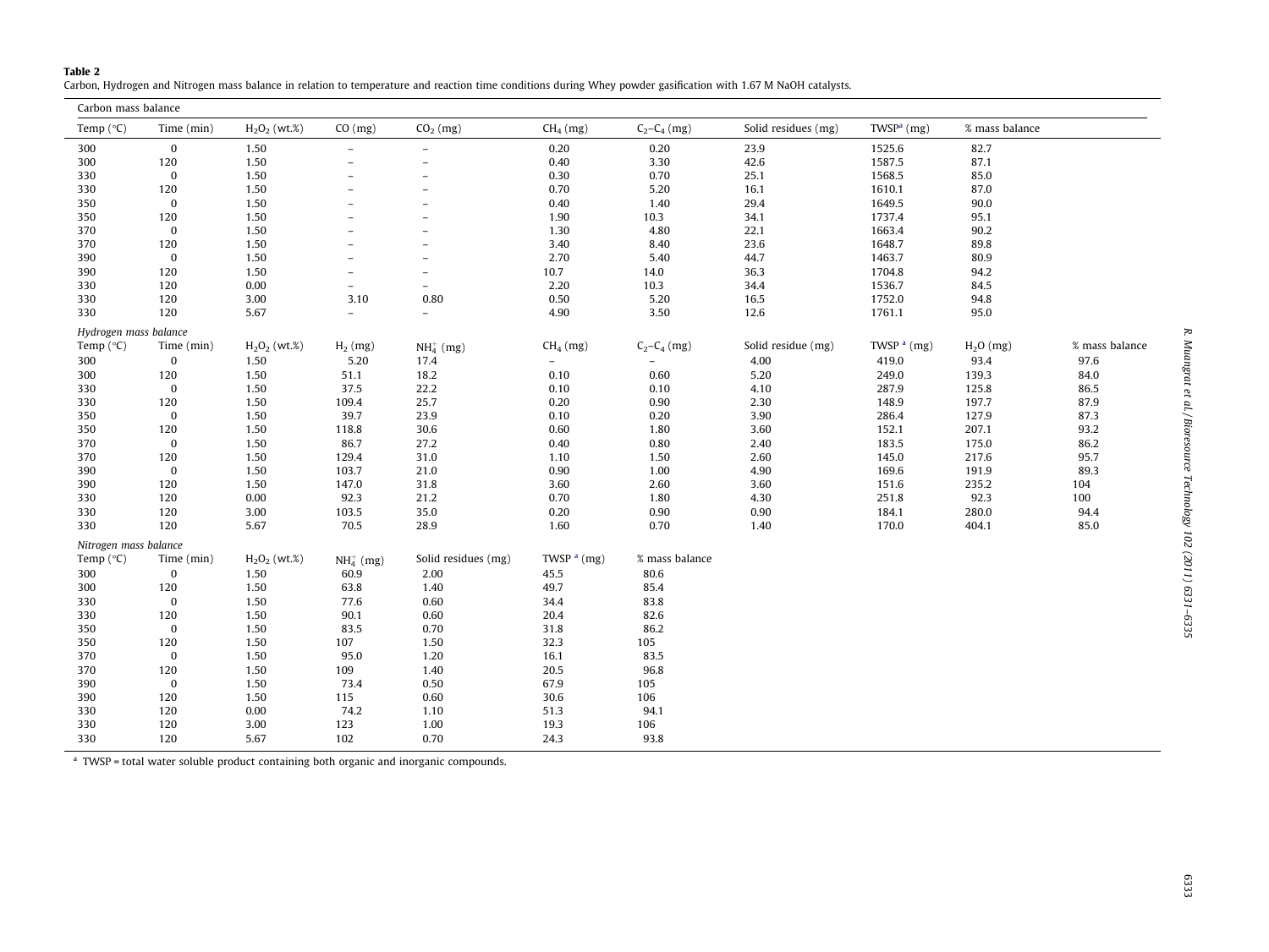**Table 2**
Carbon, Hydrogen and Nitrogen mass balance in relation to temperature and reaction time conditions during Whey powder gasification with 1.67 M NaOH catalysts.

**Carbon mass balance**

| Temp (°C) | Time (min) | $H_2O_2$ (wt.%) | CO (mg) | $CO_2$ (mg) | $CH_4$ (mg) | $C_2$–$C_4$ (mg) | Solid residues (mg) | TWSP[a] (mg) | % mass balance |
|---|---|---|---|---|---|---|---|---|---|
| 300 | 0 | 1.50 | – | – | 0.20 | 0.20 | 23.9 | 1525.6 | 82.7 |
| 300 | 120 | 1.50 | – | – | 0.40 | 3.30 | 42.6 | 1587.5 | 87.1 |
| 330 | 0 | 1.50 | – | – | 0.30 | 0.70 | 25.1 | 1568.5 | 85.0 |
| 330 | 120 | 1.50 | – | – | 0.70 | 5.20 | 16.1 | 1610.1 | 87.0 |
| 350 | 0 | 1.50 | – | – | 0.40 | 1.40 | 29.4 | 1649.5 | 90.0 |
| 350 | 120 | 1.50 | – | – | 1.90 | 10.3 | 34.1 | 1737.4 | 95.1 |
| 370 | 0 | 1.50 | – | – | 1.30 | 4.80 | 22.1 | 1663.4 | 90.2 |
| 370 | 120 | 1.50 | – | – | 3.40 | 8.40 | 23.6 | 1648.7 | 89.8 |
| 390 | 0 | 1.50 | – | – | 2.70 | 5.40 | 44.7 | 1463.7 | 80.9 |
| 390 | 120 | 1.50 | – | – | 10.7 | 14.0 | 36.3 | 1704.8 | 94.2 |
| 330 | 120 | 0.00 | – | – | 2.20 | 10.3 | 34.4 | 1536.7 | 84.5 |
| 330 | 120 | 3.00 | 3.10 | 0.80 | 0.50 | 5.20 | 16.5 | 1752.0 | 94.8 |
| 330 | 120 | 5.67 | – | – | 4.90 | 3.50 | 12.6 | 1761.1 | 95.0 |

*Hydrogen mass balance*

| Temp (°C) | Time (min) | $H_2O_2$ (wt.%) | $H_2$ (mg) | $NH_4^+$ (mg) | $CH_4$ (mg) | $C_2$–$C_4$ (mg) | Solid residue (mg) | TWSP[a] (mg) | $H_2O$ (mg) | % mass balance |
|---|---|---|---|---|---|---|---|---|---|---|
| 300 | 0 | 1.50 | 5.20 | 17.4 | – | – | 4.00 | 419.0 | 93.4 | 97.6 |
| 300 | 120 | 1.50 | 51.1 | 18.2 | 0.10 | 0.60 | 5.20 | 249.0 | 139.3 | 84.0 |
| 330 | 0 | 1.50 | 37.5 | 22.2 | 0.10 | 0.10 | 4.10 | 287.9 | 125.8 | 86.5 |
| 330 | 120 | 1.50 | 109.4 | 25.7 | 0.20 | 0.90 | 2.30 | 148.9 | 197.7 | 87.9 |
| 350 | 0 | 1.50 | 39.7 | 23.9 | 0.10 | 0.20 | 3.90 | 286.4 | 127.9 | 87.3 |
| 350 | 120 | 1.50 | 118.8 | 30.6 | 0.60 | 1.80 | 3.60 | 152.1 | 207.1 | 93.2 |
| 370 | 0 | 1.50 | 86.7 | 27.2 | 0.40 | 0.80 | 2.40 | 183.5 | 175.0 | 86.2 |
| 370 | 120 | 1.50 | 129.4 | 31.0 | 1.10 | 1.50 | 2.60 | 145.0 | 217.6 | 95.7 |
| 390 | 0 | 1.50 | 103.7 | 21.0 | 0.90 | 1.00 | 4.90 | 169.6 | 191.9 | 89.3 |
| 390 | 120 | 1.50 | 147.0 | 31.8 | 3.60 | 2.60 | 3.60 | 151.6 | 235.2 | 104 |
| 330 | 120 | 0.00 | 92.3 | 21.2 | 0.70 | 1.80 | 4.30 | 251.8 | 92.3 | 100 |
| 330 | 120 | 3.00 | 103.5 | 35.0 | 0.20 | 0.90 | 0.90 | 184.1 | 280.0 | 94.4 |
| 330 | 120 | 5.67 | 70.5 | 28.9 | 1.60 | 0.70 | 1.40 | 170.0 | 404.1 | 85.0 |

*Nitrogen mass balance*

| Temp (°C) | Time (min) | $H_2O_2$ (wt.%) | $NH_4^+$ (mg) | Solid residues (mg) | TWSP[a] (mg) | % mass balance |
|---|---|---|---|---|---|---|
| 300 | 0 | 1.50 | 60.9 | 2.00 | 45.5 | 80.6 |
| 300 | 120 | 1.50 | 63.8 | 1.40 | 49.7 | 85.4 |
| 330 | 0 | 1.50 | 77.6 | 0.60 | 34.4 | 83.8 |
| 330 | 120 | 1.50 | 90.1 | 0.60 | 20.4 | 82.6 |
| 350 | 0 | 1.50 | 83.5 | 0.70 | 31.8 | 86.2 |
| 350 | 120 | 1.50 | 107 | 1.50 | 32.3 | 105 |
| 370 | 0 | 1.50 | 95.0 | 1.20 | 16.1 | 83.5 |
| 370 | 120 | 1.50 | 109 | 1.40 | 20.5 | 96.8 |
| 390 | 0 | 1.50 | 73.4 | 0.50 | 67.9 | 105 |
| 390 | 120 | 1.50 | 115 | 0.60 | 30.6 | 106 |
| 330 | 120 | 0.00 | 74.2 | 1.10 | 51.3 | 94.1 |
| 330 | 120 | 3.00 | 123 | 1.00 | 19.3 | 106 |
| 330 | 120 | 5.67 | 102 | 0.70 | 24.3 | 93.8 |

[a] TWSP = total water soluble product containing both organic and inorganic compounds.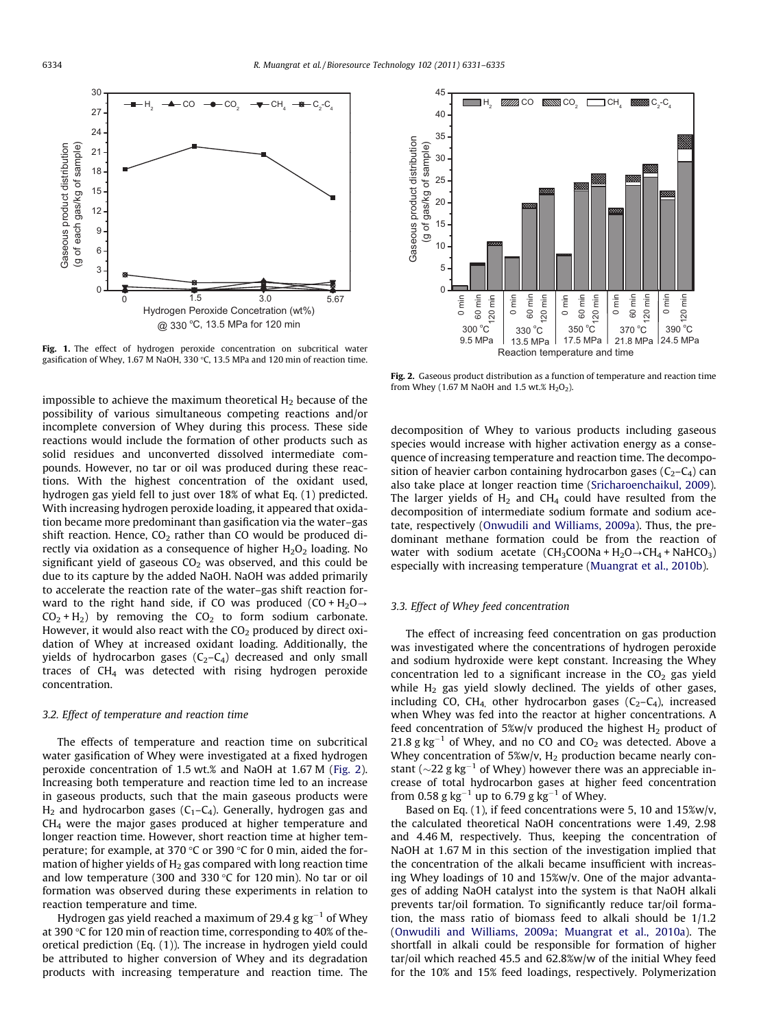Fig. 1. The effect of hydrogen peroxide concentration on subcritical water gasification of Whey, 1.67 M NaOH, 330 °C, 13.5 MPa and 120 min of reaction time.

Fig. 2. Gaseous product distribution as a function of temperature and reaction time from Whey (1.67 M NaOH and 1.5 wt.% $H_2O_2$).

impossible to achieve the maximum theoretical $H_2$ because of the possibility of various simultaneous competing reactions and/or incomplete conversion of Whey during this process. These side reactions would include the formation of other products such as solid residues and unconverted dissolved intermediate compounds. However, no tar or oil was produced during these reactions. With the highest concentration of the oxidant used, hydrogen gas yield fell to just over 18% of what Eq. (1) predicted. With increasing hydrogen peroxide loading, it appeared that oxidation became more predominant than gasification via the water–gas shift reaction. Hence, $CO_2$ rather than CO would be produced directly via oxidation as a consequence of higher $H_2O_2$ loading. No significant yield of gaseous $CO_2$ was observed, and this could be due to its capture by the added NaOH. NaOH was added primarily to accelerate the reaction rate of the water–gas shift reaction forward to the right hand side, if CO was produced ($CO + H_2O \rightarrow CO_2 + H_2$) by removing the $CO_2$ to form sodium carbonate. However, it would also react with the $CO_2$ produced by direct oxidation of Whey at increased oxidant loading. Additionally, the yields of hydrocarbon gases ($C_2$–$C_4$) decreased and only small traces of $CH_4$ was detected with rising hydrogen peroxide concentration.

### 3.2. Effect of temperature and reaction time

The effects of temperature and reaction time on subcritical water gasification of Whey were investigated at a fixed hydrogen peroxide concentration of 1.5 wt.% and NaOH at 1.67 M (Fig. 2). Increasing both temperature and reaction time led to an increase in gaseous products, such that the main gaseous products were $H_2$ and hydrocarbon gases ($C_1$–$C_4$). Generally, hydrogen gas and $CH_4$ were the major gases produced at higher temperature and longer reaction time. However, short reaction time at higher temperature; for example, at 370 °C or 390 °C for 0 min, aided the formation of higher yields of $H_2$ gas compared with long reaction time and low temperature (300 and 330 °C for 120 min). No tar or oil formation was observed during these experiments in relation to reaction temperature and time.

Hydrogen gas yield reached a maximum of 29.4 g $kg^{-1}$ of Whey at 390 °C for 120 min of reaction time, corresponding to 40% of theoretical prediction (Eq. (1)). The increase in hydrogen yield could be attributed to higher conversion of Whey and its degradation products with increasing temperature and reaction time. The decomposition of Whey to various products including gaseous species would increase with higher activation energy as a consequence of increasing temperature and reaction time. The decomposition of heavier carbon containing hydrocarbon gases ($C_2$–$C_4$) can also take place at longer reaction time (Sricharoenchaikul, 2009). The larger yields of $H_2$ and $CH_4$ could have resulted from the decomposition of intermediate sodium formate and sodium acetate, respectively (Onwudili and Williams, 2009a). Thus, the predominant methane formation could be from the reaction of water with sodium acetate ($CH_3COONa + H_2O \rightarrow CH_4 + NaHCO_3$) especially with increasing temperature (Muangrat et al., 2010b).

### 3.3. Effect of Whey feed concentration

The effect of increasing feed concentration on gas production was investigated where the concentrations of hydrogen peroxide and sodium hydroxide were kept constant. Increasing the Whey concentration led to a significant increase in the $CO_2$ gas yield while $H_2$ gas yield slowly declined. The yields of other gases, including CO, $CH_4$, other hydrocarbon gases ($C_2$–$C_4$), increased when Whey was fed into the reactor at higher concentrations. A feed concentration of 5%w/v produced the highest $H_2$ product of 21.8 g $kg^{-1}$ of Whey, and no CO and $CO_2$ was detected. Above a Whey concentration of 5%w/v, $H_2$ production became nearly constant (~22 g $kg^{-1}$ of Whey) however there was an appreciable increase of total hydrocarbon gases at higher feed concentration from 0.58 g $kg^{-1}$ up to 6.79 g $kg^{-1}$ of Whey.

Based on Eq. (1), if feed concentrations were 5, 10 and 15%w/v, the calculated theoretical NaOH concentrations were 1.49, 2.98 and 4.46 M, respectively. Thus, keeping the concentration of NaOH at 1.67 M in this section of the investigation implied that the concentration of the alkali became insufficient with increasing Whey loadings of 10 and 15%w/v. One of the major advantages of adding NaOH catalyst into the system is that NaOH alkali prevents tar/oil formation. To significantly reduce tar/oil formation, the mass ratio of biomass feed to alkali should be 1/1.2 (Onwudili and Williams, 2009a; Muangrat et al., 2010a). The shortfall in alkali could be responsible for formation of higher tar/oil which reached 45.5 and 62.8%w/w of the initial Whey feed for the 10% and 15% feed loadings, respectively. Polymerization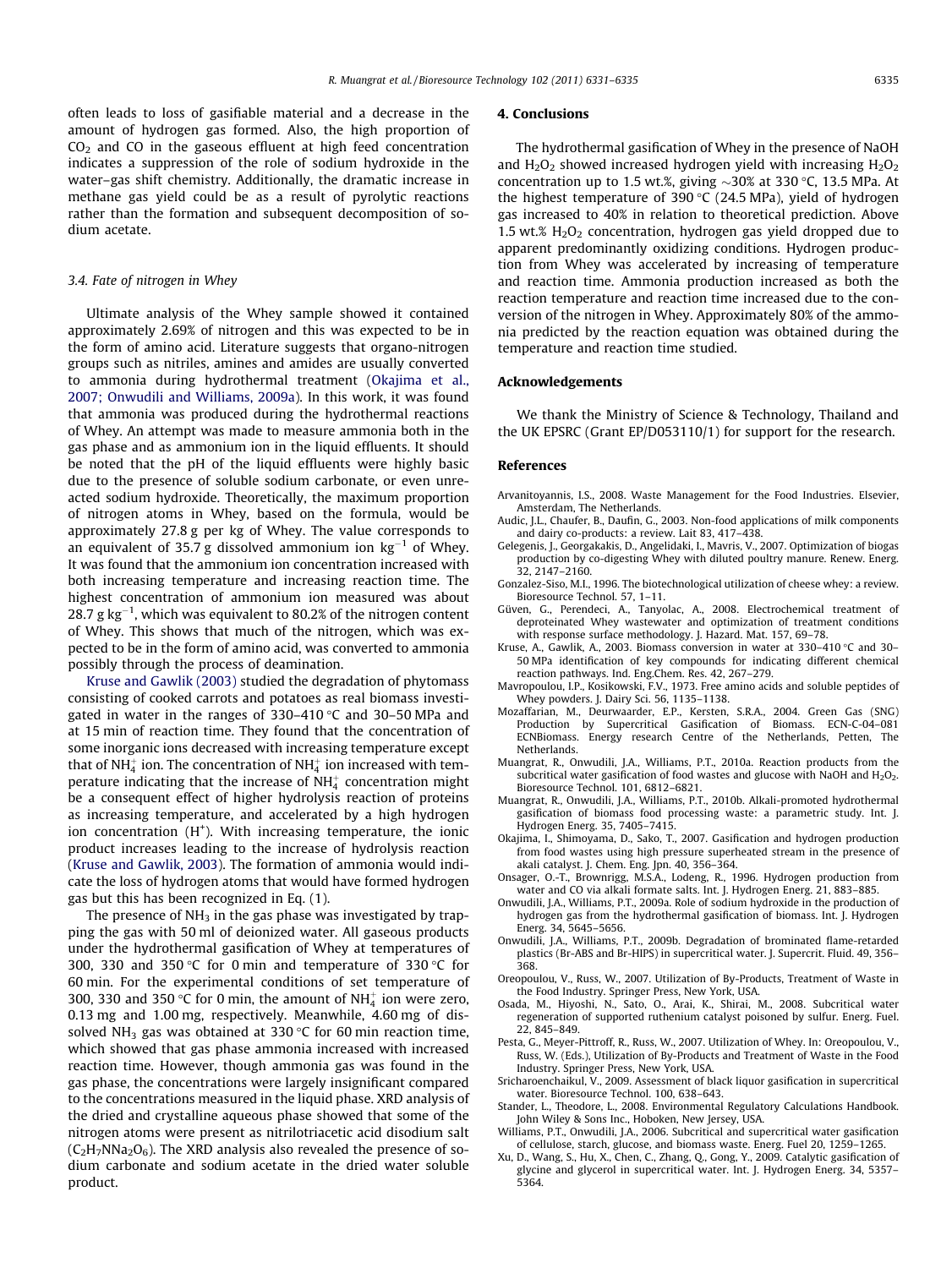often leads to loss of gasifiable material and a decrease in the amount of hydrogen gas formed. Also, the high proportion of $CO_2$ and CO in the gaseous effluent at high feed concentration indicates a suppression of the role of sodium hydroxide in the water–gas shift chemistry. Additionally, the dramatic increase in methane gas yield could be as a result of pyrolytic reactions rather than the formation and subsequent decomposition of sodium acetate.

### 3.4. Fate of nitrogen in Whey

Ultimate analysis of the Whey sample showed it contained approximately 2.69% of nitrogen and this was expected to be in the form of amino acid. Literature suggests that organo-nitrogen groups such as nitriles, amines and amides are usually converted to ammonia during hydrothermal treatment (Okajima et al., 2007; Onwudili and Williams, 2009a). In this work, it was found that ammonia was produced during the hydrothermal reactions of Whey. An attempt was made to measure ammonia both in the gas phase and as ammonium ion in the liquid effluents. It should be noted that the pH of the liquid effluents were highly basic due to the presence of soluble sodium carbonate, or even unreacted sodium hydroxide. Theoretically, the maximum proportion of nitrogen atoms in Whey, based on the formula, would be approximately 27.8 g per kg of Whey. The value corresponds to an equivalent of 35.7 g dissolved ammonium ion $kg^{-1}$ of Whey. It was found that the ammonium ion concentration increased with both increasing temperature and increasing reaction time. The highest concentration of ammonium ion measured was about 28.7 g $kg^{-1}$, which was equivalent to 80.2% of the nitrogen content of Whey. This shows that much of the nitrogen, which was expected to be in the form of amino acid, was converted to ammonia possibly through the process of deamination.

Kruse and Gawlik (2003) studied the degradation of phytomass consisting of cooked carrots and potatoes as real biomass investigated in water in the ranges of 330–410 °C and 30–50 MPa and at 15 min of reaction time. They found that the concentration of some inorganic ions decreased with increasing temperature except that of $NH_4^+$ ion. The concentration of $NH_4^+$ ion increased with temperature indicating that the increase of $NH_4^+$ concentration might be a consequent effect of higher hydrolysis reaction of proteins as increasing temperature, and accelerated by a high hydrogen ion concentration ($H^+$). With increasing temperature, the ionic product increases leading to the increase of hydrolysis reaction (Kruse and Gawlik, 2003). The formation of ammonia would indicate the loss of hydrogen atoms that would have formed hydrogen gas but this has been recognized in Eq. (1).

The presence of $NH_3$ in the gas phase was investigated by trapping the gas with 50 ml of deionized water. All gaseous products under the hydrothermal gasification of Whey at temperatures of 300, 330 and 350 °C for 0 min and temperature of 330 °C for 60 min. For the experimental conditions of set temperature of 300, 330 and 350 °C for 0 min, the amount of $NH_4^+$ ion were zero, 0.13 mg and 1.00 mg, respectively. Meanwhile, 4.60 mg of dissolved $NH_3$ gas was obtained at 330 °C for 60 min reaction time, which showed that gas phase ammonia increased with increased reaction time. However, though ammonia gas was found in the gas phase, the concentrations were largely insignificant compared to the concentrations measured in the liquid phase. XRD analysis of the dried and crystalline aqueous phase showed that some of the nitrogen atoms were present as nitrilotriacetic acid disodium salt ($C_2H_7NNa_2O_6$). The XRD analysis also revealed the presence of sodium carbonate and sodium acetate in the dried water soluble product.

## 4. Conclusions

The hydrothermal gasification of Whey in the presence of NaOH and $H_2O_2$ showed increased hydrogen yield with increasing $H_2O_2$ concentration up to 1.5 wt.%, giving ~30% at 330 °C, 13.5 MPa. At the highest temperature of 390 °C (24.5 MPa), yield of hydrogen gas increased to 40% in relation to theoretical prediction. Above 1.5 wt.% $H_2O_2$ concentration, hydrogen gas yield dropped due to apparent predominantly oxidizing conditions. Hydrogen production from Whey was accelerated by increasing of temperature and reaction time. Ammonia production increased as both the reaction temperature and reaction time increased due to the conversion of the nitrogen in Whey. Approximately 80% of the ammonia predicted by the reaction equation was obtained during the temperature and reaction time studied.

## Acknowledgements

We thank the Ministry of Science & Technology, Thailand and the UK EPSRC (Grant EP/D053110/1) for support for the research.

## References

- Arvanitoyannis, I.S., 2008. Waste Management for the Food Industries. Elsevier, Amsterdam, The Netherlands.
- Audic, J.L., Chaufer, B., Daufin, G., 2003. Non-food applications of milk components and dairy co-products: a review. Lait 83, 417–438.
- Gelegenis, J., Georgakakis, D., Angelidaki, I., Mavris, V., 2007. Optimization of biogas production by co-digesting Whey with diluted poultry manure. Renew. Energ. 32, 2147–2160.
- Gonzalez-Siso, M.I., 1996. The biotechnological utilization of cheese whey: a review. Bioresource Technol. 57, 1–11.
- Güven, G., Perendeci, A., Tanyolac, A., 2008. Electrochemical treatment of deproteinated Whey wastewater and optimization of treatment conditions with response surface methodology. J. Hazard. Mat. 157, 69–78.
- Kruse, A., Gawlik, A., 2003. Biomass conversion in water at 330–410 °C and 30–50 MPa identification of key compounds for indicating different chemical reaction pathways. Ind. Eng.Chem. Res. 42, 267–279.
- Mavropoulou, I.P., Kosikowski, F.V., 1973. Free amino acids and soluble peptides of Whey powders. J. Dairy Sci. 56, 1135–1138.
- Mozaffarian, M., Deurwaarder, E.P., Kersten, S.R.A., 2004. Green Gas (SNG) Production by Supercritical Gasification of Biomass. ECN-C-04-081 ECNBiomass. Energy research Centre of the Netherlands, Petten, The Netherlands.
- Muangrat, R., Onwudili, J.A., Williams, P.T., 2010a. Reaction products from the subcritical water gasification of food wastes and glucose with NaOH and $H_2O_2$. Bioresource Technol. 101, 6812–6821.
- Muangrat, R., Onwudili, J.A., Williams, P.T., 2010b. Alkali-promoted hydrothermal gasification of biomass food processing waste: a parametric study. Int. J. Hydrogen Energ. 35, 7405–7415.
- Okajima, I., Shimoyama, D., Sako, T., 2007. Gasification and hydrogen production from food wastes using high pressure superheated stream in the presence of akali catalyst. J. Chem. Eng. Jpn. 40, 356–364.
- Onsager, O.-T., Brownrigg, M.S.A., Lodeng, R., 1996. Hydrogen production from water and CO via alkali formate salts. Int. J. Hydrogen Energ. 21, 883–885.
- Onwudili, J.A., Williams, P.T., 2009a. Role of sodium hydroxide in the production of hydrogen gas from the hydrothermal gasification of biomass. Int. J. Hydrogen Energ. 34, 5645–5656.
- Onwudili, J.A., Williams, P.T., 2009b. Degradation of brominated flame-retarded plastics (Br-ABS and Br-HIPS) in supercritical water. J. Supercrit. Fluid. 49, 356–368.
- Oreopoulou, V., Russ, W., 2007. Utilization of By-Products, Treatment of Waste in the Food Industry. Springer Press, New York, USA.
- Osada, M., Hiyoshi, N., Sato, O., Arai, K., Shirai, M., 2008. Subcritical water regeneration of supported ruthenium catalyst poisoned by sulfur. Energ. Fuel. 22, 845–849.
- Pesta, G., Meyer-Pittroff, R., Russ, W., 2007. Utilization of Whey. In: Oreopoulou, V., Russ, W. (Eds.), Utilization of By-Products and Treatment of Waste in the Food Industry. Springer Press, New York, USA.
- Sricharoenchaikul, V., 2009. Assessment of black liquor gasification in supercritical water. Bioresource Technol. 100, 638–643.
- Stander, L., Theodore, L., 2008. Environmental Regulatory Calculations Handbook. John Wiley & Sons Inc., Hoboken, New Jersey, USA.
- Williams, P.T., Onwudili, J.A., 2006. Subcritical and supercritical water gasification of cellulose, starch, glucose, and biomass waste. Energ. Fuel 20, 1259–1265.
- Xu, D., Wang, S., Hu, X., Chen, C., Zhang, Q., Gong, Y., 2009. Catalytic gasification of glycine and glycerol in supercritical water. Int. J. Hydrogen Energ. 34, 5357–5364.